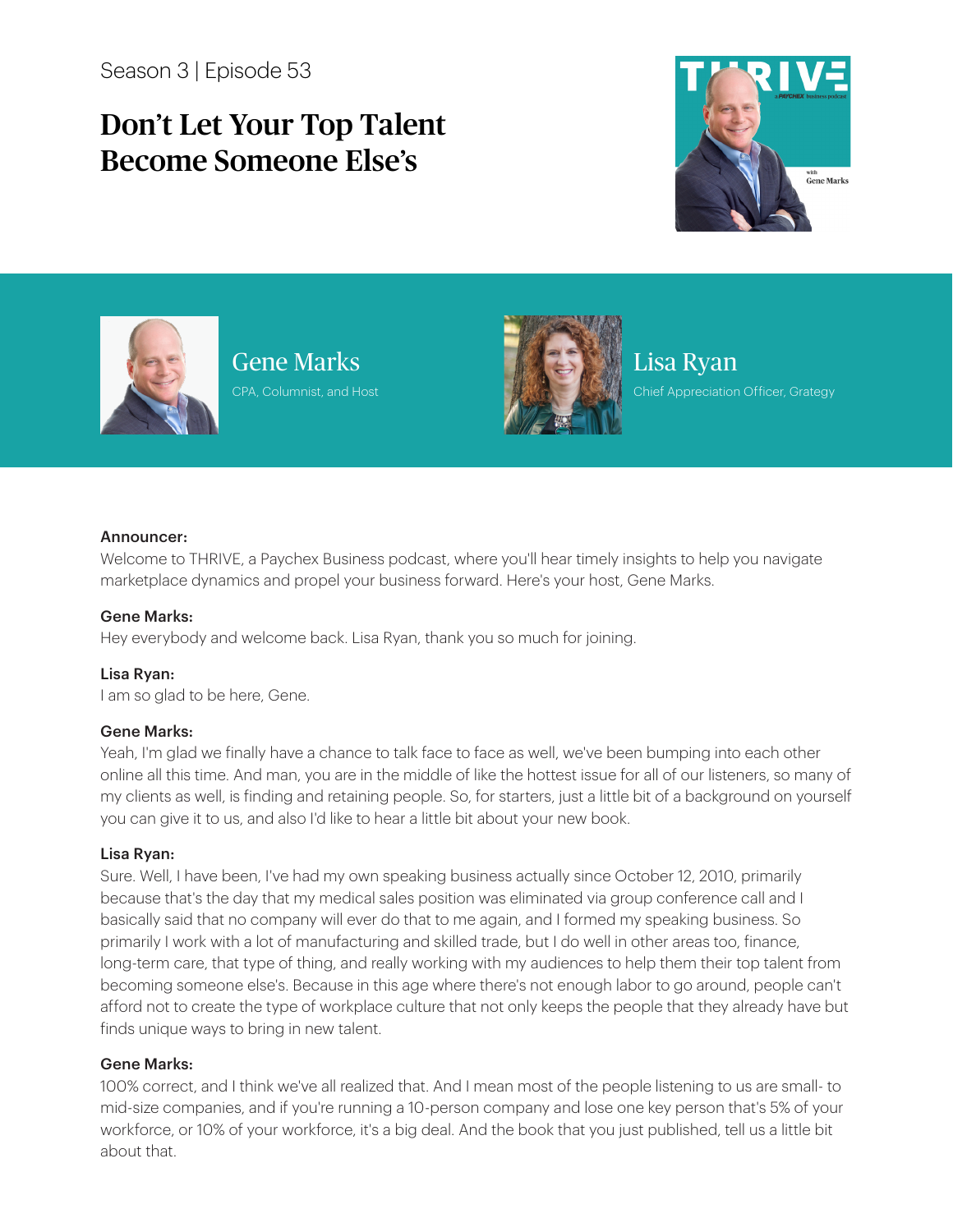Season 3 | Episode 53

# Don't Let Your Top Talent Become Someone Else's

**Gene Marks**
CPA, Columnist, and Host

**Lisa Ryan**
Chief Appreciation Officer, Grategy

**Announcer:**
Welcome to THRIVE, a Paychex Business podcast, where you'll hear timely insights to help you navigate marketplace dynamics and propel your business forward. Here's your host, Gene Marks.

**Gene Marks:**
Hey everybody and welcome back. Lisa Ryan, thank you so much for joining.

**Lisa Ryan:**
I am so glad to be here, Gene.

**Gene Marks:**
Yeah, I'm glad we finally have a chance to talk face to face as well, we've been bumping into each other online all this time. And man, you are in the middle of like the hottest issue for all of our listeners, so many of my clients as well, is finding and retaining people. So, for starters, just a little bit of a background on yourself you can give it to us, and also I'd like to hear a little bit about your new book.

**Lisa Ryan:**
Sure. Well, I have been, I've had my own speaking business actually since October 12, 2010, primarily because that's the day that my medical sales position was eliminated via group conference call and I basically said that no company will ever do that to me again, and I formed my speaking business. So primarily I work with a lot of manufacturing and skilled trade, but I do well in other areas too, finance, long-term care, that type of thing, and really working with my audiences to help them their top talent from becoming someone else's. Because in this age where there's not enough labor to go around, people can't afford not to create the type of workplace culture that not only keeps the people that they already have but finds unique ways to bring in new talent.

**Gene Marks:**
100% correct, and I think we've all realized that. And I mean most of the people listening to us are small- to mid-size companies, and if you're running a 10-person company and lose one key person that's 5% of your workforce, or 10% of your workforce, it's a big deal. And the book that you just published, tell us a little bit about that.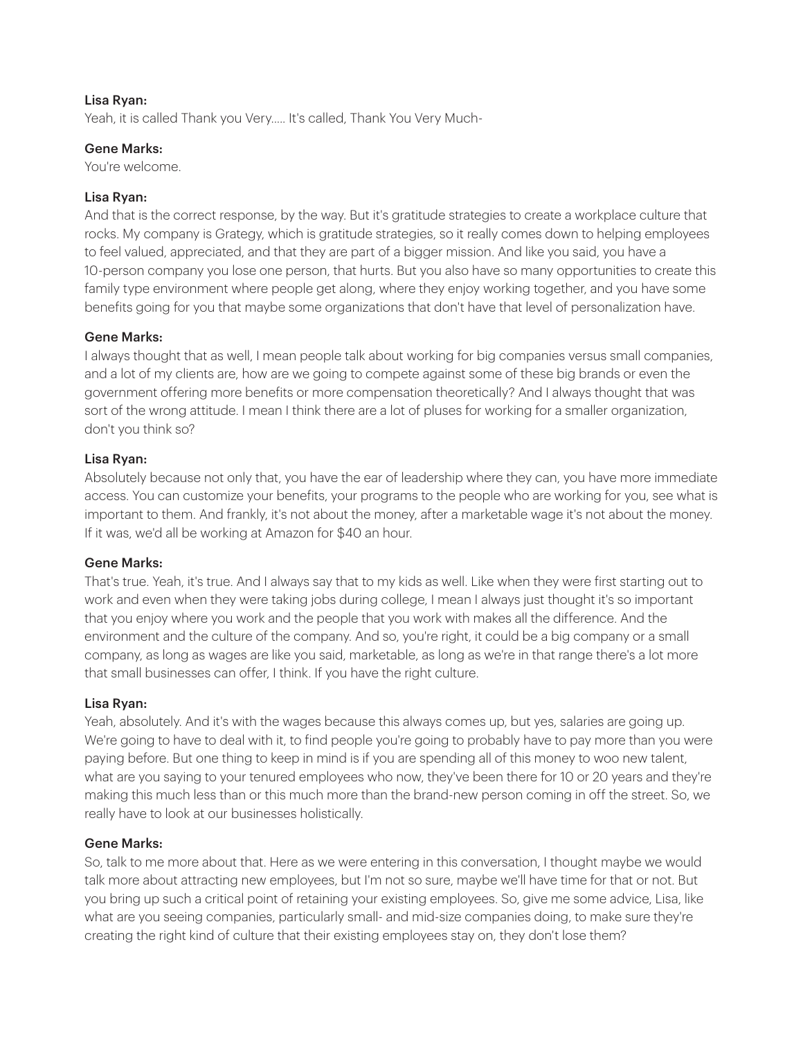**Lisa Ryan:**
Yeah, it is called Thank you Very..... It's called, Thank You Very Much-

**Gene Marks:**
You're welcome.

**Lisa Ryan:**
And that is the correct response, by the way. But it's gratitude strategies to create a workplace culture that rocks. My company is Grategy, which is gratitude strategies, so it really comes down to helping employees to feel valued, appreciated, and that they are part of a bigger mission. And like you said, you have a 10-person company you lose one person, that hurts. But you also have so many opportunities to create this family type environment where people get along, where they enjoy working together, and you have some benefits going for you that maybe some organizations that don't have that level of personalization have.

**Gene Marks:**
I always thought that as well, I mean people talk about working for big companies versus small companies, and a lot of my clients are, how are we going to compete against some of these big brands or even the government offering more benefits or more compensation theoretically? And I always thought that was sort of the wrong attitude. I mean I think there are a lot of pluses for working for a smaller organization, don't you think so?

**Lisa Ryan:**
Absolutely because not only that, you have the ear of leadership where they can, you have more immediate access. You can customize your benefits, your programs to the people who are working for you, see what is important to them. And frankly, it's not about the money, after a marketable wage it's not about the money. If it was, we'd all be working at Amazon for $40 an hour.

**Gene Marks:**
That's true. Yeah, it's true. And I always say that to my kids as well. Like when they were first starting out to work and even when they were taking jobs during college, I mean I always just thought it's so important that you enjoy where you work and the people that you work with makes all the difference. And the environment and the culture of the company. And so, you're right, it could be a big company or a small company, as long as wages are like you said, marketable, as long as we're in that range there's a lot more that small businesses can offer, I think. If you have the right culture.

**Lisa Ryan:**
Yeah, absolutely. And it's with the wages because this always comes up, but yes, salaries are going up. We're going to have to deal with it, to find people you're going to probably have to pay more than you were paying before. But one thing to keep in mind is if you are spending all of this money to woo new talent, what are you saying to your tenured employees who now, they've been there for 10 or 20 years and they're making this much less than or this much more than the brand-new person coming in off the street. So, we really have to look at our businesses holistically.

**Gene Marks:**
So, talk to me more about that. Here as we were entering in this conversation, I thought maybe we would talk more about attracting new employees, but I'm not so sure, maybe we'll have time for that or not. But you bring up such a critical point of retaining your existing employees. So, give me some advice, Lisa, like what are you seeing companies, particularly small- and mid-size companies doing, to make sure they're creating the right kind of culture that their existing employees stay on, they don't lose them?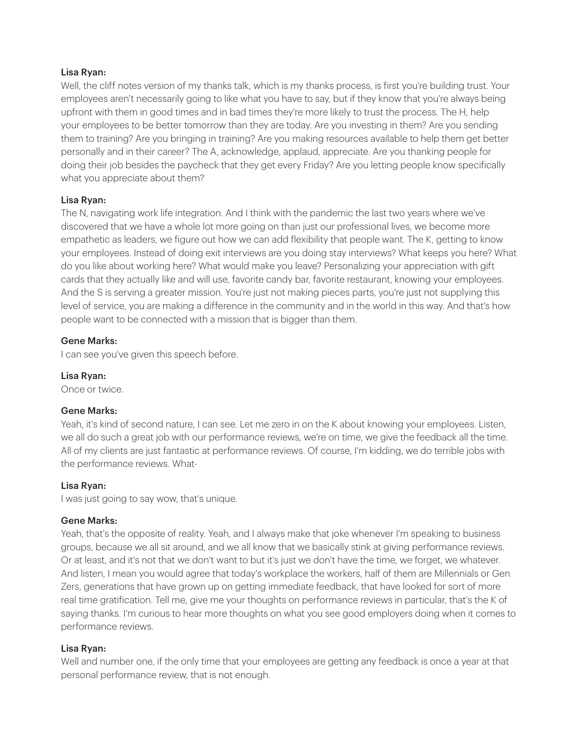**Lisa Ryan:**

Well, the cliff notes version of my thanks talk, which is my thanks process, is first you're building trust. Your employees aren't necessarily going to like what you have to say, but if they know that you're always being upfront with them in good times and in bad times they're more likely to trust the process. The H, help your employees to be better tomorrow than they are today. Are you investing in them? Are you sending them to training? Are you bringing in training? Are you making resources available to help them get better personally and in their career? The A, acknowledge, applaud, appreciate. Are you thanking people for doing their job besides the paycheck that they get every Friday? Are you letting people know specifically what you appreciate about them?

**Lisa Ryan:**

The N, navigating work life integration. And I think with the pandemic the last two years where we've discovered that we have a whole lot more going on than just our professional lives, we become more empathetic as leaders, we figure out how we can add flexibility that people want. The K, getting to know your employees. Instead of doing exit interviews are you doing stay interviews? What keeps you here? What do you like about working here? What would make you leave? Personalizing your appreciation with gift cards that they actually like and will use, favorite candy bar, favorite restaurant, knowing your employees. And the S is serving a greater mission. You're just not making pieces parts, you're just not supplying this level of service, you are making a difference in the community and in the world in this way. And that's how people want to be connected with a mission that is bigger than them.

**Gene Marks:**

I can see you've given this speech before.

**Lisa Ryan:**

Once or twice.

**Gene Marks:**

Yeah, it's kind of second nature, I can see. Let me zero in on the K about knowing your employees. Listen, we all do such a great job with our performance reviews, we're on time, we give the feedback all the time. All of my clients are just fantastic at performance reviews. Of course, I'm kidding, we do terrible jobs with the performance reviews. What-

**Lisa Ryan:**

I was just going to say wow, that's unique.

**Gene Marks:**

Yeah, that's the opposite of reality. Yeah, and I always make that joke whenever I'm speaking to business groups, because we all sit around, and we all know that we basically stink at giving performance reviews. Or at least, and it's not that we don't want to but it's just we don't have the time, we forget, we whatever. And listen, I mean you would agree that today's workplace the workers, half of them are Millennials or Gen Zers, generations that have grown up on getting immediate feedback, that have looked for sort of more real time gratification. Tell me, give me your thoughts on performance reviews in particular, that's the K of saying thanks. I'm curious to hear more thoughts on what you see good employers doing when it comes to performance reviews.

**Lisa Ryan:**

Well and number one, if the only time that your employees are getting any feedback is once a year at that personal performance review, that is not enough.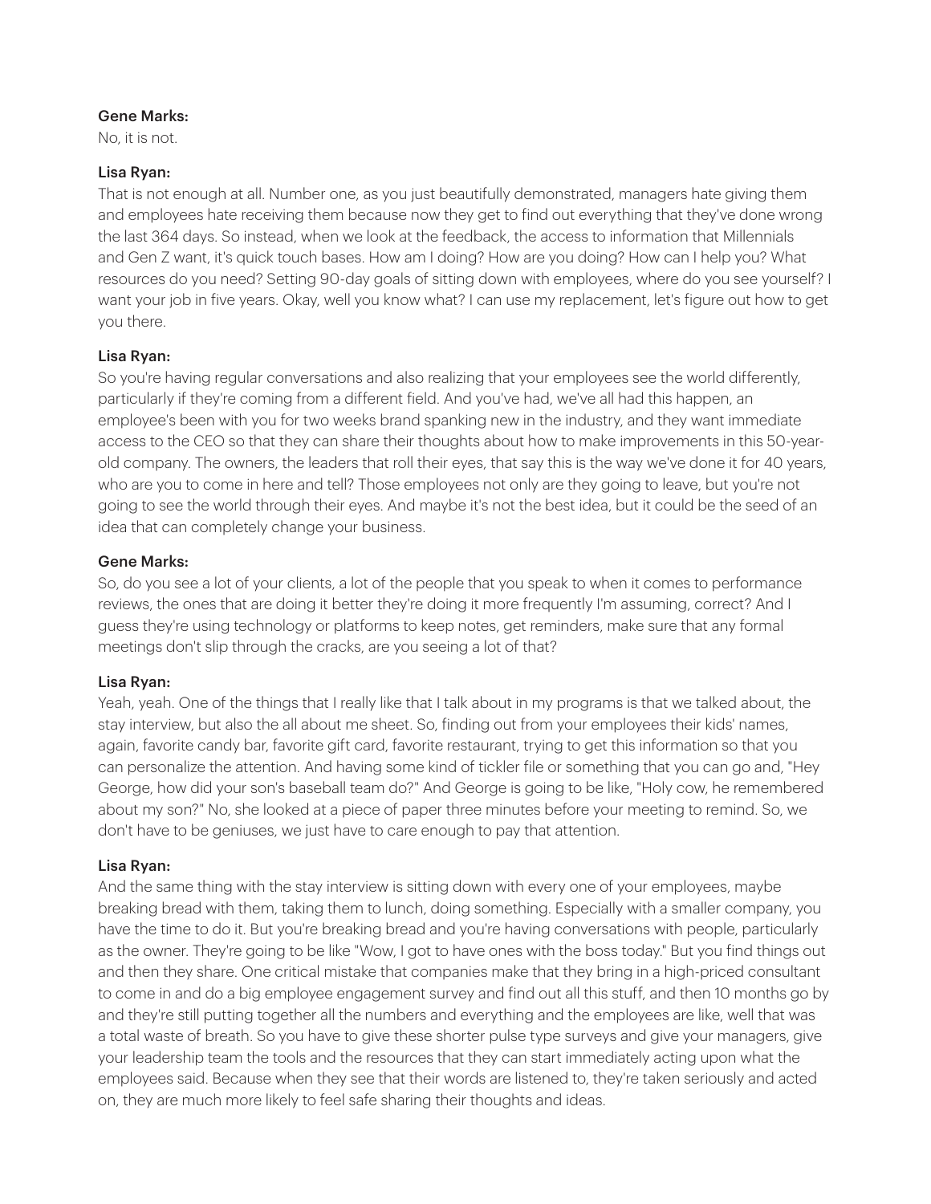**Gene Marks:**
No, it is not.

**Lisa Ryan:**
That is not enough at all. Number one, as you just beautifully demonstrated, managers hate giving them and employees hate receiving them because now they get to find out everything that they've done wrong the last 364 days. So instead, when we look at the feedback, the access to information that Millennials and Gen Z want, it's quick touch bases. How am I doing? How are you doing? How can I help you? What resources do you need? Setting 90-day goals of sitting down with employees, where do you see yourself? I want your job in five years. Okay, well you know what? I can use my replacement, let's figure out how to get you there.

**Lisa Ryan:**
So you're having regular conversations and also realizing that your employees see the world differently, particularly if they're coming from a different field. And you've had, we've all had this happen, an employee's been with you for two weeks brand spanking new in the industry, and they want immediate access to the CEO so that they can share their thoughts about how to make improvements in this 50-year-old company. The owners, the leaders that roll their eyes, that say this is the way we've done it for 40 years, who are you to come in here and tell? Those employees not only are they going to leave, but you're not going to see the world through their eyes. And maybe it's not the best idea, but it could be the seed of an idea that can completely change your business.

**Gene Marks:**
So, do you see a lot of your clients, a lot of the people that you speak to when it comes to performance reviews, the ones that are doing it better they're doing it more frequently I'm assuming, correct? And I guess they're using technology or platforms to keep notes, get reminders, make sure that any formal meetings don't slip through the cracks, are you seeing a lot of that?

**Lisa Ryan:**
Yeah, yeah. One of the things that I really like that I talk about in my programs is that we talked about, the stay interview, but also the all about me sheet. So, finding out from your employees their kids' names, again, favorite candy bar, favorite gift card, favorite restaurant, trying to get this information so that you can personalize the attention. And having some kind of tickler file or something that you can go and, "Hey George, how did your son's baseball team do?" And George is going to be like, "Holy cow, he remembered about my son?" No, she looked at a piece of paper three minutes before your meeting to remind. So, we don't have to be geniuses, we just have to care enough to pay that attention.

**Lisa Ryan:**
And the same thing with the stay interview is sitting down with every one of your employees, maybe breaking bread with them, taking them to lunch, doing something. Especially with a smaller company, you have the time to do it. But you're breaking bread and you're having conversations with people, particularly as the owner. They're going to be like "Wow, I got to have ones with the boss today." But you find things out and then they share. One critical mistake that companies make that they bring in a high-priced consultant to come in and do a big employee engagement survey and find out all this stuff, and then 10 months go by and they're still putting together all the numbers and everything and the employees are like, well that was a total waste of breath. So you have to give these shorter pulse type surveys and give your managers, give your leadership team the tools and the resources that they can start immediately acting upon what the employees said. Because when they see that their words are listened to, they're taken seriously and acted on, they are much more likely to feel safe sharing their thoughts and ideas.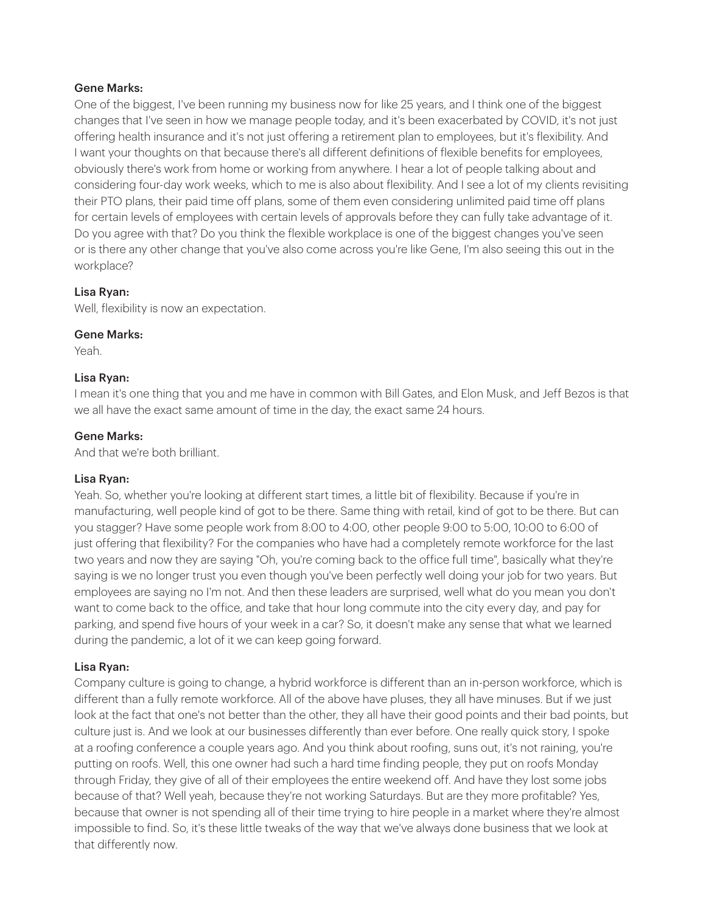**Gene Marks:**
One of the biggest, I've been running my business now for like 25 years, and I think one of the biggest changes that I've seen in how we manage people today, and it's been exacerbated by COVID, it's not just offering health insurance and it's not just offering a retirement plan to employees, but it's flexibility. And I want your thoughts on that because there's all different definitions of flexible benefits for employees, obviously there's work from home or working from anywhere. I hear a lot of people talking about and considering four-day work weeks, which to me is also about flexibility. And I see a lot of my clients revisiting their PTO plans, their paid time off plans, some of them even considering unlimited paid time off plans for certain levels of employees with certain levels of approvals before they can fully take advantage of it. Do you agree with that? Do you think the flexible workplace is one of the biggest changes you've seen or is there any other change that you've also come across you're like Gene, I'm also seeing this out in the workplace?

**Lisa Ryan:**
Well, flexibility is now an expectation.

**Gene Marks:**
Yeah.

**Lisa Ryan:**
I mean it's one thing that you and me have in common with Bill Gates, and Elon Musk, and Jeff Bezos is that we all have the exact same amount of time in the day, the exact same 24 hours.

**Gene Marks:**
And that we're both brilliant.

**Lisa Ryan:**
Yeah. So, whether you're looking at different start times, a little bit of flexibility. Because if you're in manufacturing, well people kind of got to be there. Same thing with retail, kind of got to be there. But can you stagger? Have some people work from 8:00 to 4:00, other people 9:00 to 5:00, 10:00 to 6:00 of just offering that flexibility? For the companies who have had a completely remote workforce for the last two years and now they are saying "Oh, you're coming back to the office full time", basically what they're saying is we no longer trust you even though you've been perfectly well doing your job for two years. But employees are saying no I'm not. And then these leaders are surprised, well what do you mean you don't want to come back to the office, and take that hour long commute into the city every day, and pay for parking, and spend five hours of your week in a car? So, it doesn't make any sense that what we learned during the pandemic, a lot of it we can keep going forward.

**Lisa Ryan:**
Company culture is going to change, a hybrid workforce is different than an in-person workforce, which is different than a fully remote workforce. All of the above have pluses, they all have minuses. But if we just look at the fact that one's not better than the other, they all have their good points and their bad points, but culture just is. And we look at our businesses differently than ever before. One really quick story, I spoke at a roofing conference a couple years ago. And you think about roofing, suns out, it's not raining, you're putting on roofs. Well, this one owner had such a hard time finding people, they put on roofs Monday through Friday, they give of all of their employees the entire weekend off. And have they lost some jobs because of that? Well yeah, because they're not working Saturdays. But are they more profitable? Yes, because that owner is not spending all of their time trying to hire people in a market where they're almost impossible to find. So, it's these little tweaks of the way that we've always done business that we look at that differently now.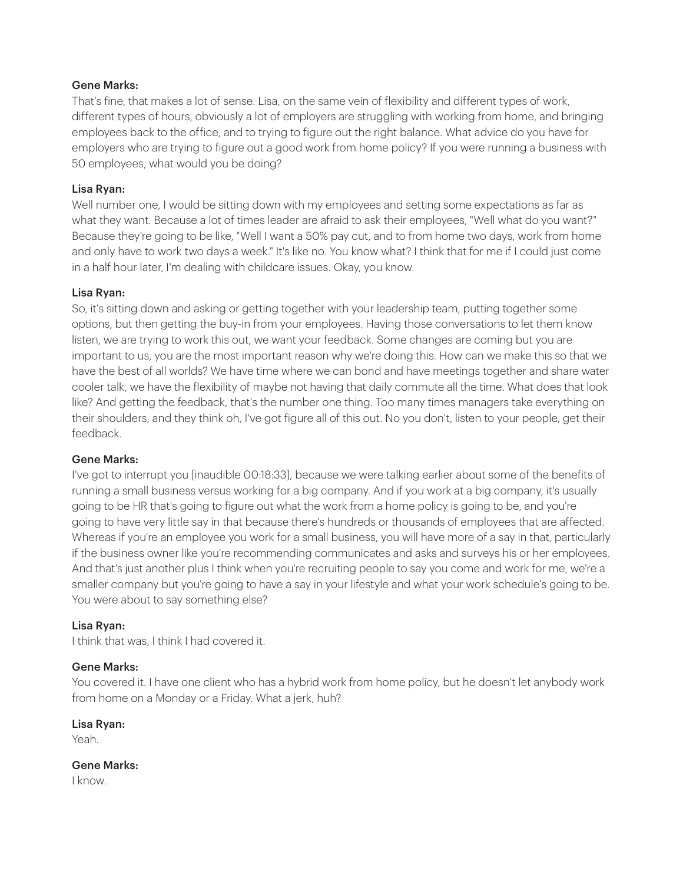**Gene Marks:**
That's fine, that makes a lot of sense. Lisa, on the same vein of flexibility and different types of work, different types of hours, obviously a lot of employers are struggling with working from home, and bringing employees back to the office, and to trying to figure out the right balance. What advice do you have for employers who are trying to figure out a good work from home policy? If you were running a business with 50 employees, what would you be doing?

**Lisa Ryan:**
Well number one, I would be sitting down with my employees and setting some expectations as far as what they want. Because a lot of times leader are afraid to ask their employees, "Well what do you want?" Because they're going to be like, "Well I want a 50% pay cut, and to from home two days, work from home and only have to work two days a week." It's like no. You know what? I think that for me if I could just come in a half hour later, I'm dealing with childcare issues. Okay, you know.

**Lisa Ryan:**
So, it's sitting down and asking or getting together with your leadership team, putting together some options, but then getting the buy-in from your employees. Having those conversations to let them know listen, we are trying to work this out, we want your feedback. Some changes are coming but you are important to us, you are the most important reason why we're doing this. How can we make this so that we have the best of all worlds? We have time where we can bond and have meetings together and share water cooler talk, we have the flexibility of maybe not having that daily commute all the time. What does that look like? And getting the feedback, that's the number one thing. Too many times managers take everything on their shoulders, and they think oh, I've got figure all of this out. No you don't, listen to your people, get their feedback.

**Gene Marks:**
I've got to interrupt you [inaudible 00:18:33], because we were talking earlier about some of the benefits of running a small business versus working for a big company. And if you work at a big company, it's usually going to be HR that's going to figure out what the work from a home policy is going to be, and you're going to have very little say in that because there's hundreds or thousands of employees that are affected. Whereas if you're an employee you work for a small business, you will have more of a say in that, particularly if the business owner like you're recommending communicates and asks and surveys his or her employees. And that's just another plus I think when you're recruiting people to say you come and work for me, we're a smaller company but you're going to have a say in your lifestyle and what your work schedule's going to be. You were about to say something else?

**Lisa Ryan:**
I think that was, I think I had covered it.

**Gene Marks:**
You covered it. I have one client who has a hybrid work from home policy, but he doesn't let anybody work from home on a Monday or a Friday. What a jerk, huh?

**Lisa Ryan:**
Yeah.

**Gene Marks:**
I know.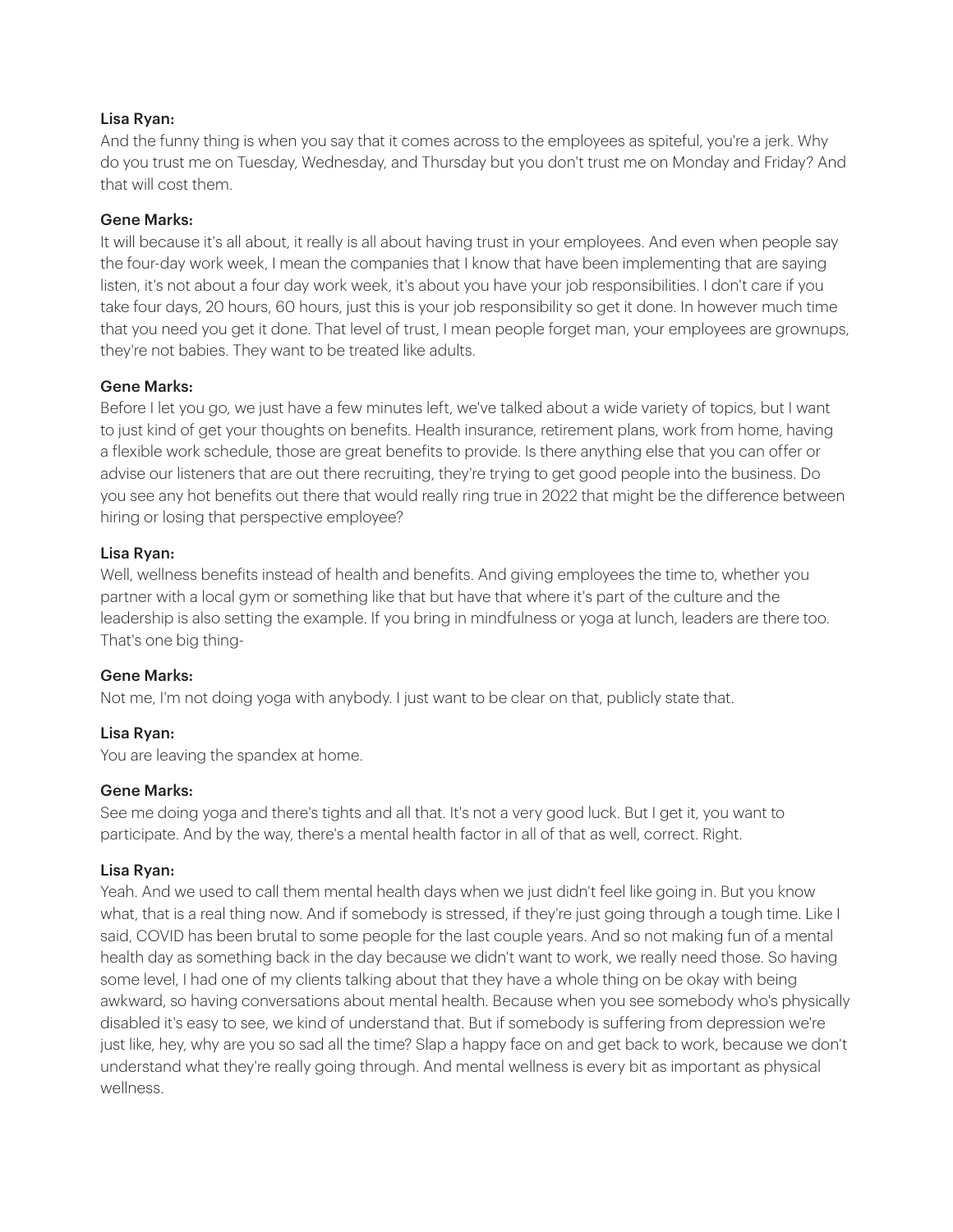**Lisa Ryan:**

And the funny thing is when you say that it comes across to the employees as spiteful, you're a jerk. Why do you trust me on Tuesday, Wednesday, and Thursday but you don't trust me on Monday and Friday? And that will cost them.

**Gene Marks:**

It will because it's all about, it really is all about having trust in your employees. And even when people say the four-day work week, I mean the companies that I know that have been implementing that are saying listen, it's not about a four day work week, it's about you have your job responsibilities. I don't care if you take four days, 20 hours, 60 hours, just this is your job responsibility so get it done. In however much time that you need you get it done. That level of trust, I mean people forget man, your employees are grownups, they're not babies. They want to be treated like adults.

**Gene Marks:**

Before I let you go, we just have a few minutes left, we've talked about a wide variety of topics, but I want to just kind of get your thoughts on benefits. Health insurance, retirement plans, work from home, having a flexible work schedule, those are great benefits to provide. Is there anything else that you can offer or advise our listeners that are out there recruiting, they're trying to get good people into the business. Do you see any hot benefits out there that would really ring true in 2022 that might be the difference between hiring or losing that perspective employee?

**Lisa Ryan:**

Well, wellness benefits instead of health and benefits. And giving employees the time to, whether you partner with a local gym or something like that but have that where it's part of the culture and the leadership is also setting the example. If you bring in mindfulness or yoga at lunch, leaders are there too. That's one big thing-

**Gene Marks:**

Not me, I'm not doing yoga with anybody. I just want to be clear on that, publicly state that.

**Lisa Ryan:**

You are leaving the spandex at home.

**Gene Marks:**

See me doing yoga and there's tights and all that. It's not a very good luck. But I get it, you want to participate. And by the way, there's a mental health factor in all of that as well, correct. Right.

**Lisa Ryan:**

Yeah. And we used to call them mental health days when we just didn't feel like going in. But you know what, that is a real thing now. And if somebody is stressed, if they're just going through a tough time. Like I said, COVID has been brutal to some people for the last couple years. And so not making fun of a mental health day as something back in the day because we didn't want to work, we really need those. So having some level, I had one of my clients talking about that they have a whole thing on be okay with being awkward, so having conversations about mental health. Because when you see somebody who's physically disabled it's easy to see, we kind of understand that. But if somebody is suffering from depression we're just like, hey, why are you so sad all the time? Slap a happy face on and get back to work, because we don't understand what they're really going through. And mental wellness is every bit as important as physical wellness.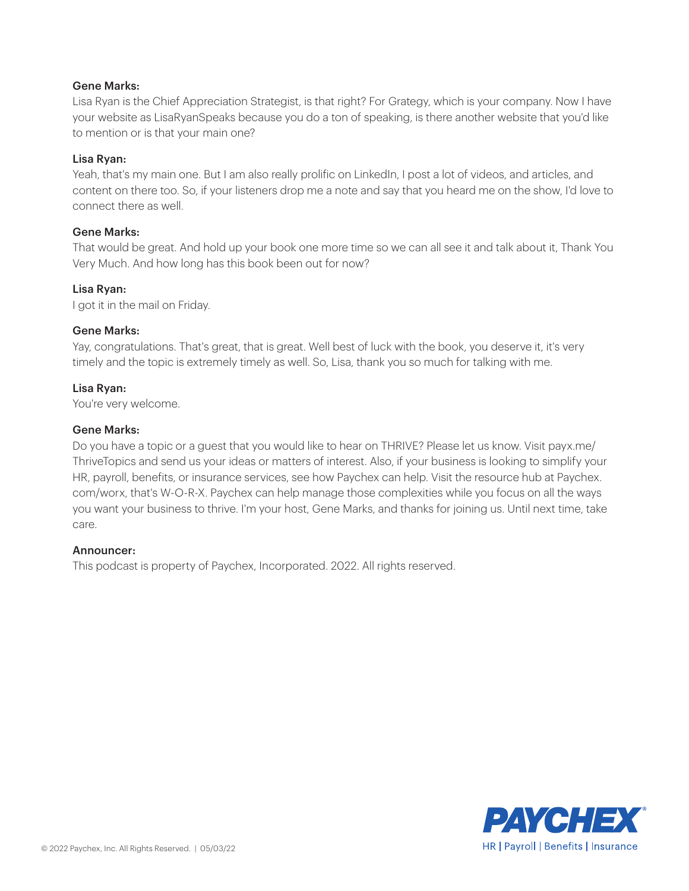**Gene Marks:**
Lisa Ryan is the Chief Appreciation Strategist, is that right? For Grategy, which is your company. Now I have your website as LisaRyanSpeaks because you do a ton of speaking, is there another website that you'd like to mention or is that your main one?

**Lisa Ryan:**
Yeah, that's my main one. But I am also really prolific on LinkedIn, I post a lot of videos, and articles, and content on there too. So, if your listeners drop me a note and say that you heard me on the show, I'd love to connect there as well.

**Gene Marks:**
That would be great. And hold up your book one more time so we can all see it and talk about it, Thank You Very Much. And how long has this book been out for now?

**Lisa Ryan:**
I got it in the mail on Friday.

**Gene Marks:**
Yay, congratulations. That's great, that is great. Well best of luck with the book, you deserve it, it's very timely and the topic is extremely timely as well. So, Lisa, thank you so much for talking with me.

**Lisa Ryan:**
You're very welcome.

**Gene Marks:**
Do you have a topic or a guest that you would like to hear on THRIVE? Please let us know. Visit payx.me/ThriveTopics and send us your ideas or matters of interest. Also, if your business is looking to simplify your HR, payroll, benefits, or insurance services, see how Paychex can help. Visit the resource hub at Paychex.com/worx, that's W-O-R-X. Paychex can help manage those complexities while you focus on all the ways you want your business to thrive. I'm your host, Gene Marks, and thanks for joining us. Until next time, take care.

**Announcer:**
This podcast is property of Paychex, Incorporated. 2022. All rights reserved.